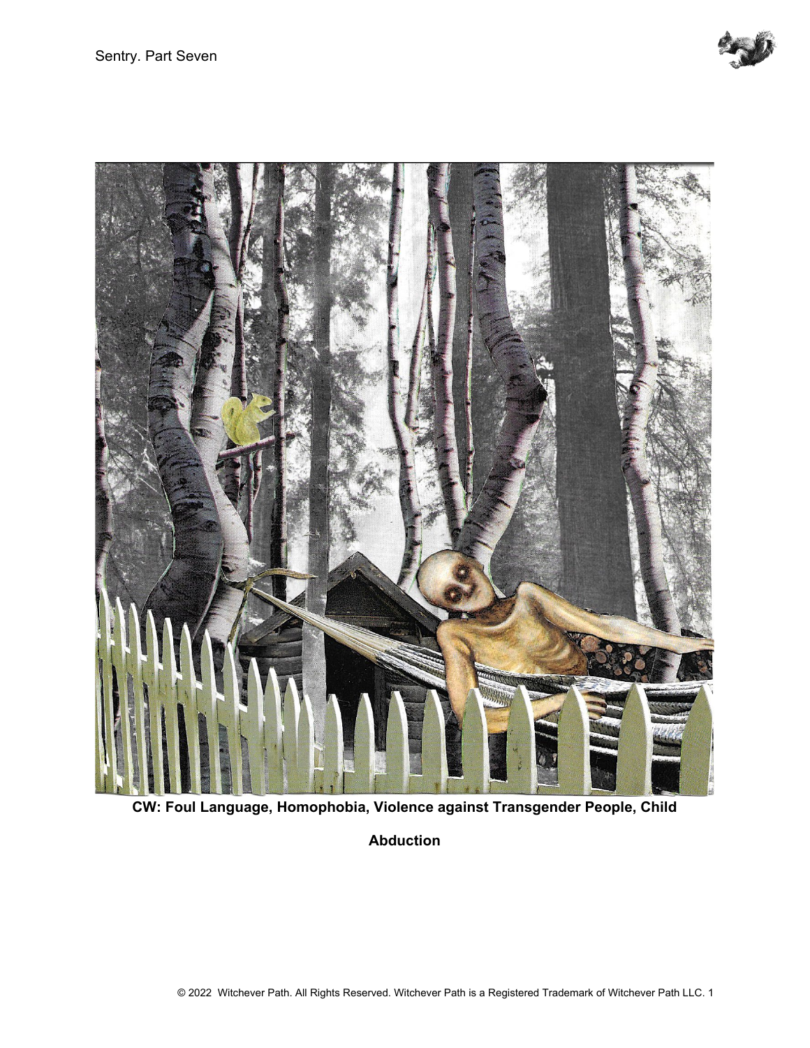# Sentry. Part Seven

**CW: Foul Language, Homophobia, Violence against Transgender People, Child Abduction**

© 2022 Witchever Path. All Rights Reserved. Witchever Path is a Registered Trademark of Witchever Path LLC.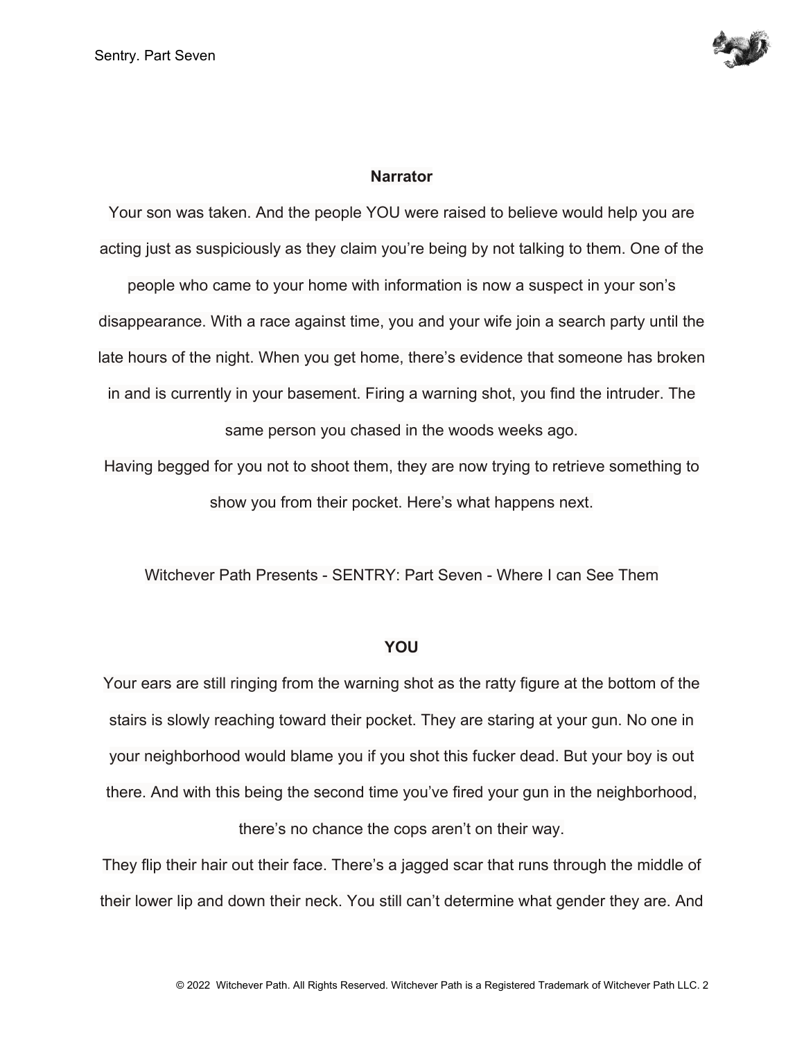**Narrator**

Your son was taken. And the people YOU were raised to believe would help you are acting just as suspiciously as they claim you're being by not talking to them. One of the people who came to your home with information is now a suspect in your son's disappearance. With a race against time, you and your wife join a search party until the late hours of the night. When you get home, there's evidence that someone has broken in and is currently in your basement. Firing a warning shot, you find the intruder. The same person you chased in the woods weeks ago.
Having begged for you not to shoot them, they are now trying to retrieve something to show you from their pocket. Here's what happens next.

Witchever Path Presents - SENTRY: Part Seven - Where I can See Them

**YOU**

Your ears are still ringing from the warning shot as the ratty figure at the bottom of the stairs is slowly reaching toward their pocket. They are staring at your gun. No one in your neighborhood would blame you if you shot this fucker dead. But your boy is out there. And with this being the second time you've fired your gun in the neighborhood, there's no chance the cops aren't on their way.
They flip their hair out their face. There's a jagged scar that runs through the middle of their lower lip and down their neck. You still can't determine what gender they are. And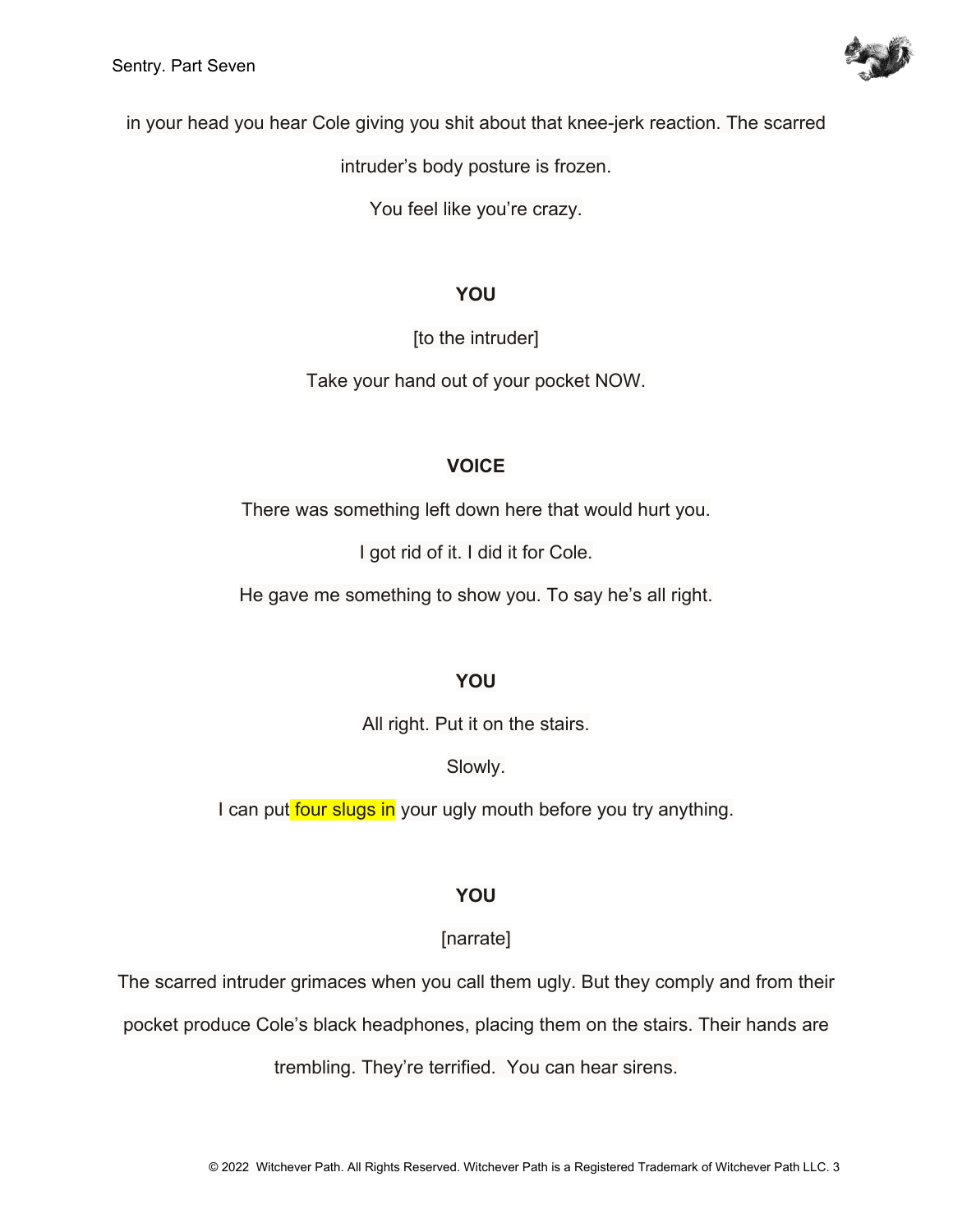in your head you hear Cole giving you shit about that knee-jerk reaction. The scarred intruder's body posture is frozen.

You feel like you're crazy.

**YOU**

[to the intruder]

Take your hand out of your pocket NOW.

**VOICE**

There was something left down here that would hurt you.

I got rid of it. I did it for Cole.

He gave me something to show you. To say he's all right.

**YOU**

All right. Put it on the stairs.

Slowly.

I can put four slugs in your ugly mouth before you try anything.

**YOU**

[narrate]

The scarred intruder grimaces when you call them ugly. But they comply and from their pocket produce Cole's black headphones, placing them on the stairs. Their hands are trembling. They're terrified. You can hear sirens.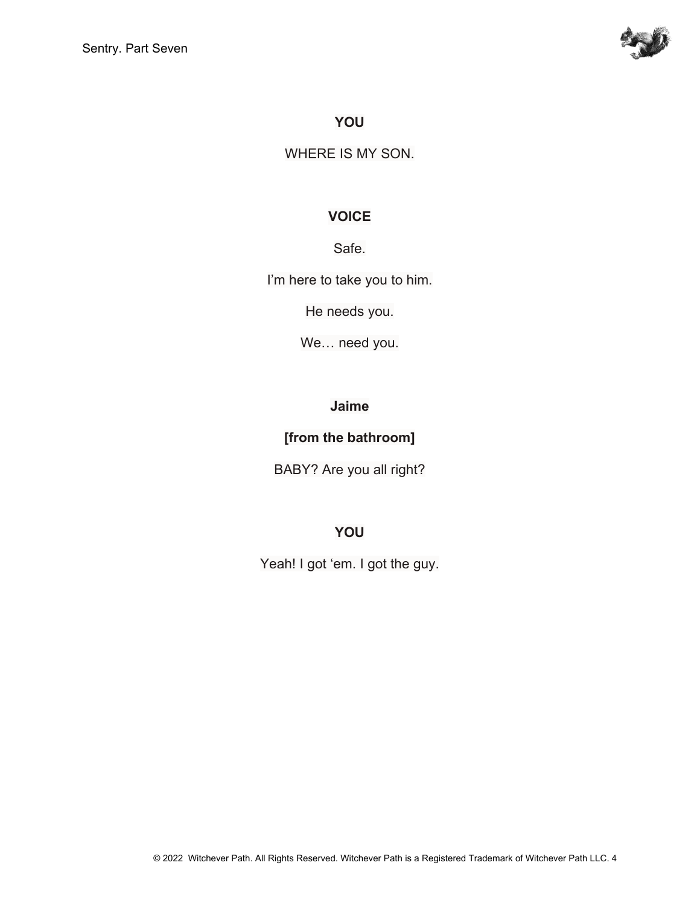**YOU**

WHERE IS MY SON.

**VOICE**

Safe.

I'm here to take you to him.

He needs you.

We… need you.

**Jaime**

**[from the bathroom]**

BABY? Are you all right?

**YOU**

Yeah! I got 'em. I got the guy.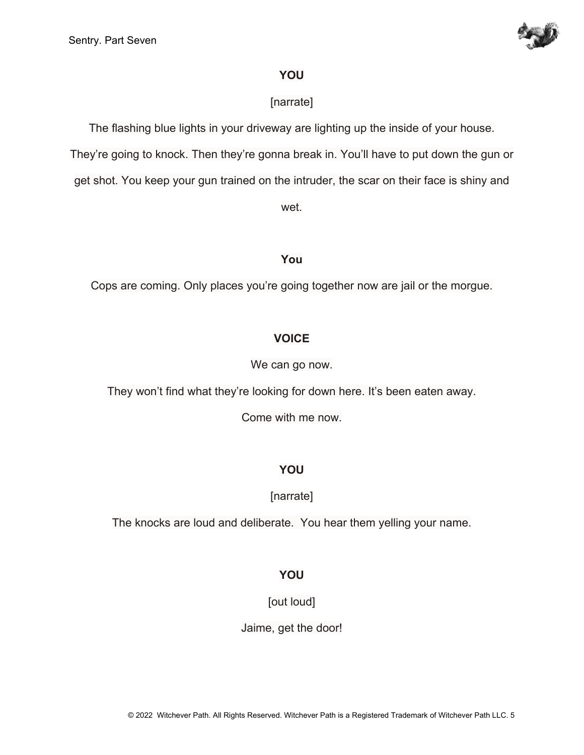**YOU**

[narrate]

The flashing blue lights in your driveway are lighting up the inside of your house. They're going to knock. Then they're gonna break in. You'll have to put down the gun or get shot. You keep your gun trained on the intruder, the scar on their face is shiny and wet.

**You**

Cops are coming. Only places you're going together now are jail or the morgue.

**VOICE**

We can go now.

They won't find what they're looking for down here. It's been eaten away.

Come with me now.

**YOU**

[narrate]

The knocks are loud and deliberate. You hear them yelling your name.

**YOU**

[out loud]

Jaime, get the door!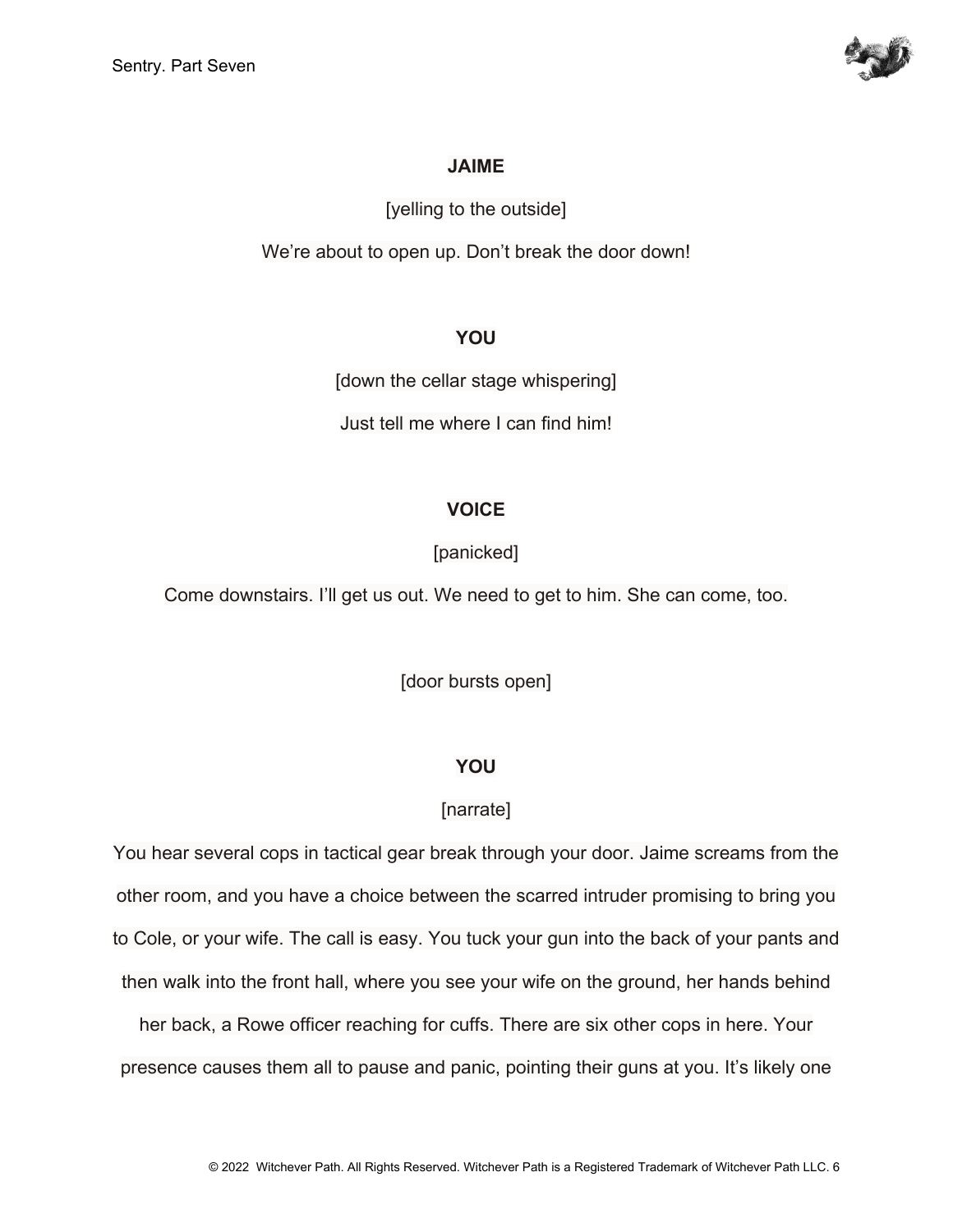**JAIME**

[yelling to the outside]

We're about to open up. Don't break the door down!

**YOU**

[down the cellar stage whispering]

Just tell me where I can find him!

**VOICE**

[panicked]

Come downstairs. I'll get us out. We need to get to him. She can come, too.

[door bursts open]

**YOU**

[narrate]

You hear several cops in tactical gear break through your door. Jaime screams from the other room, and you have a choice between the scarred intruder promising to bring you to Cole, or your wife. The call is easy. You tuck your gun into the back of your pants and then walk into the front hall, where you see your wife on the ground, her hands behind her back, a Rowe officer reaching for cuffs. There are six other cops in here. Your presence causes them all to pause and panic, pointing their guns at you. It's likely one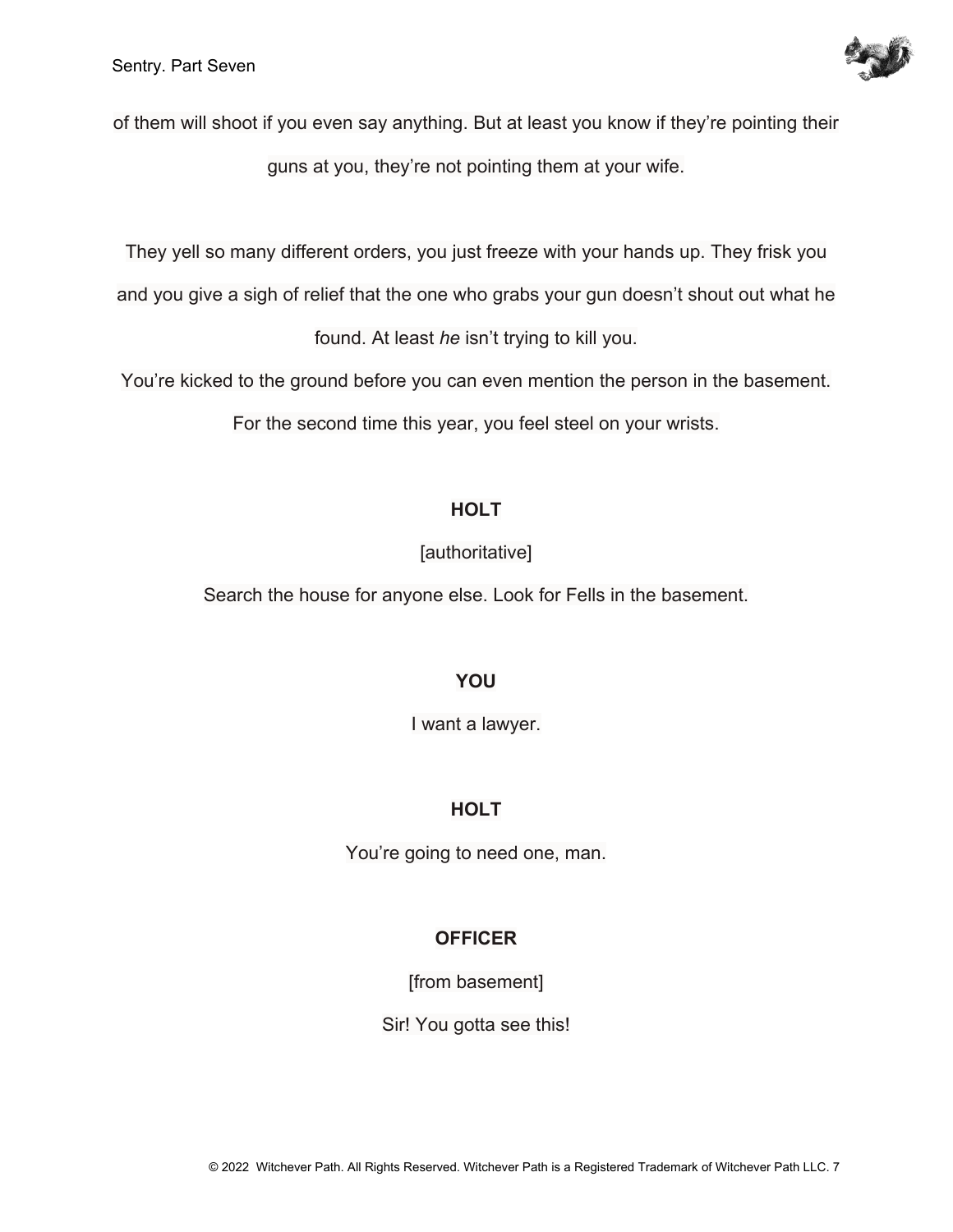of them will shoot if you even say anything. But at least you know if they're pointing their guns at you, they're not pointing them at your wife.

They yell so many different orders, you just freeze with your hands up. They frisk you and you give a sigh of relief that the one who grabs your gun doesn't shout out what he found. At least *he* isn't trying to kill you.

You're kicked to the ground before you can even mention the person in the basement.

For the second time this year, you feel steel on your wrists.

**HOLT**

[authoritative]

Search the house for anyone else. Look for Fells in the basement.

**YOU**

I want a lawyer.

**HOLT**

You're going to need one, man.

**OFFICER**

[from basement]

Sir! You gotta see this!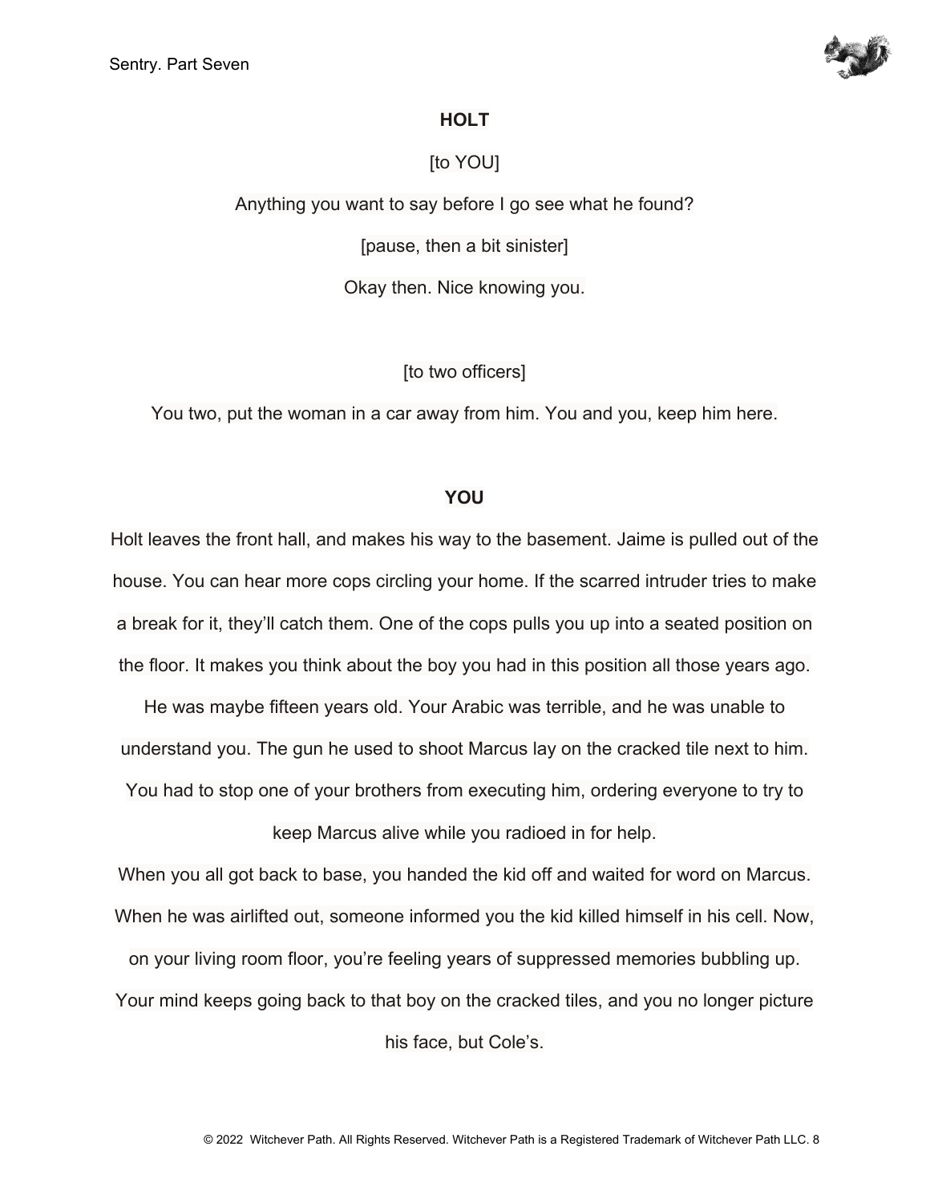**HOLT**

[to YOU]

Anything you want to say before I go see what he found?

[pause, then a bit sinister]

Okay then. Nice knowing you.

[to two officers]

You two, put the woman in a car away from him. You and you, keep him here.

**YOU**

Holt leaves the front hall, and makes his way to the basement. Jaime is pulled out of the house. You can hear more cops circling your home. If the scarred intruder tries to make a break for it, they'll catch them. One of the cops pulls you up into a seated position on the floor. It makes you think about the boy you had in this position all those years ago. He was maybe fifteen years old. Your Arabic was terrible, and he was unable to understand you. The gun he used to shoot Marcus lay on the cracked tile next to him. You had to stop one of your brothers from executing him, ordering everyone to try to keep Marcus alive while you radioed in for help.

When you all got back to base, you handed the kid off and waited for word on Marcus. When he was airlifted out, someone informed you the kid killed himself in his cell. Now, on your living room floor, you're feeling years of suppressed memories bubbling up. Your mind keeps going back to that boy on the cracked tiles, and you no longer picture his face, but Cole's.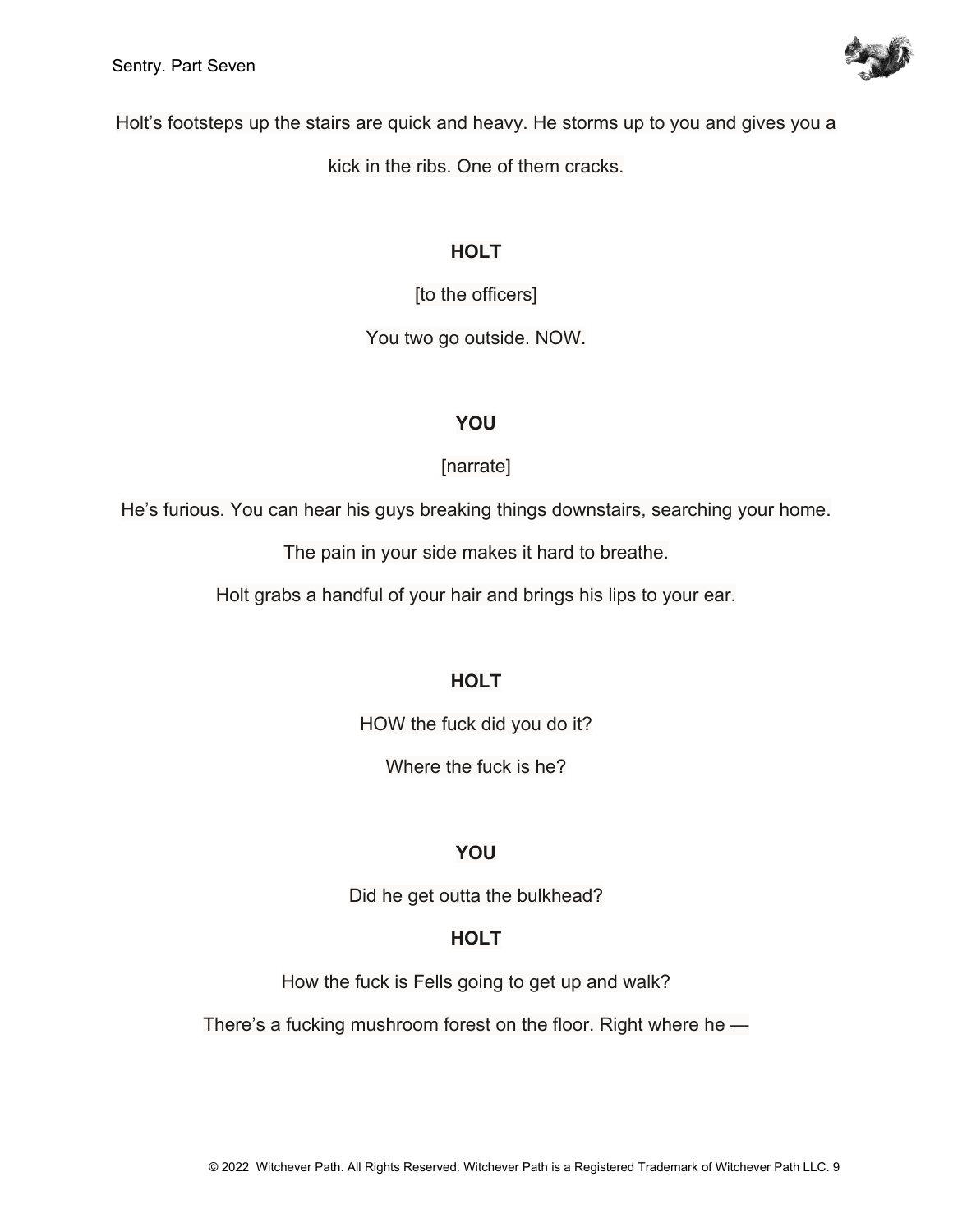Holt's footsteps up the stairs are quick and heavy. He storms up to you and gives you a kick in the ribs. One of them cracks.

**HOLT**

[to the officers]

You two go outside. NOW.

**YOU**

[narrate]

He's furious. You can hear his guys breaking things downstairs, searching your home.

The pain in your side makes it hard to breathe.

Holt grabs a handful of your hair and brings his lips to your ear.

**HOLT**

HOW the fuck did you do it?

Where the fuck is he?

**YOU**

Did he get outta the bulkhead?

**HOLT**

How the fuck is Fells going to get up and walk?

There's a fucking mushroom forest on the floor. Right where he —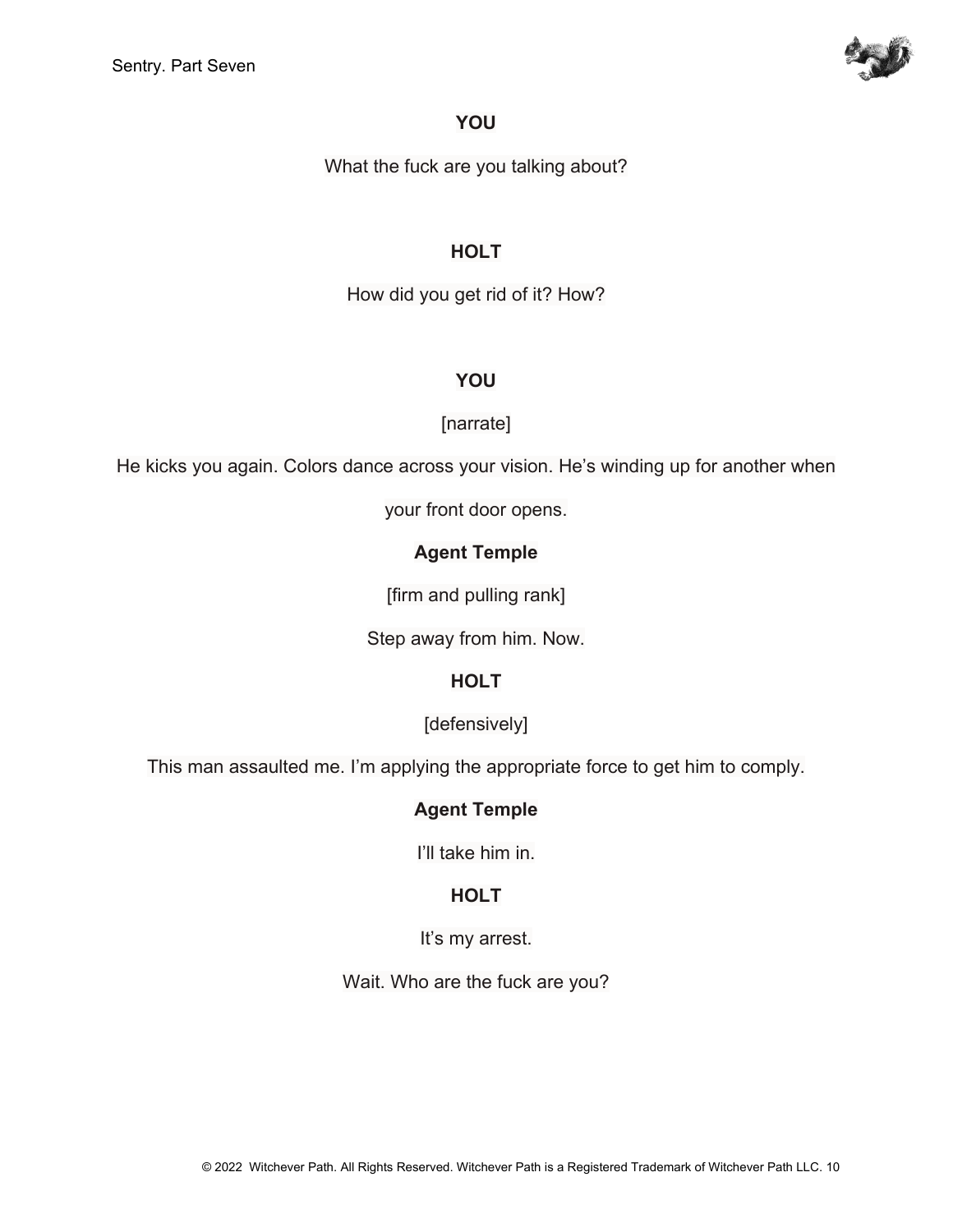**YOU**

What the fuck are you talking about?

**HOLT**

How did you get rid of it? How?

**YOU**

[narrate]

He kicks you again. Colors dance across your vision. He's winding up for another when your front door opens.

**Agent Temple**

[firm and pulling rank]

Step away from him. Now.

**HOLT**

[defensively]

This man assaulted me. I'm applying the appropriate force to get him to comply.

**Agent Temple**

I'll take him in.

**HOLT**

It's my arrest.

Wait. Who are the fuck are you?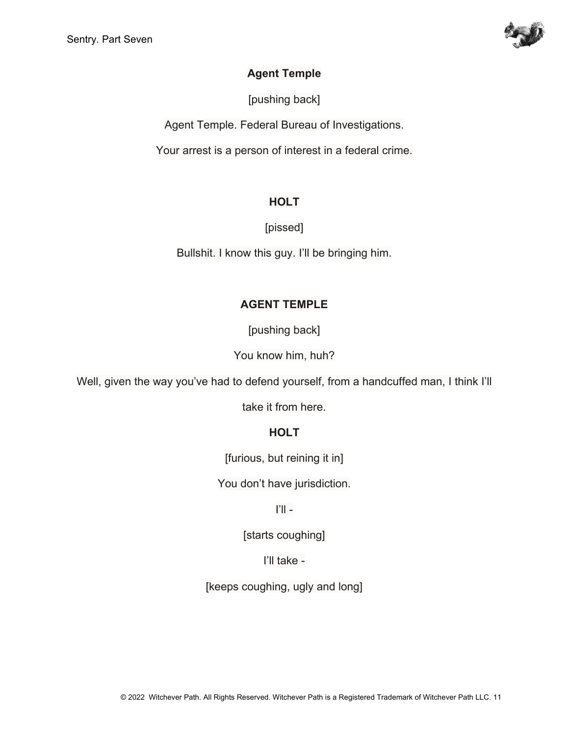**Agent Temple**

[pushing back]

Agent Temple. Federal Bureau of Investigations.

Your arrest is a person of interest in a federal crime.

**HOLT**

[pissed]

Bullshit. I know this guy. I'll be bringing him.

**AGENT TEMPLE**

[pushing back]

You know him, huh?

Well, given the way you've had to defend yourself, from a handcuffed man, I think I'll take it from here.

**HOLT**

[furious, but reining it in]

You don't have jurisdiction.

I'll -

[starts coughing]

I'll take -

[keeps coughing, ugly and long]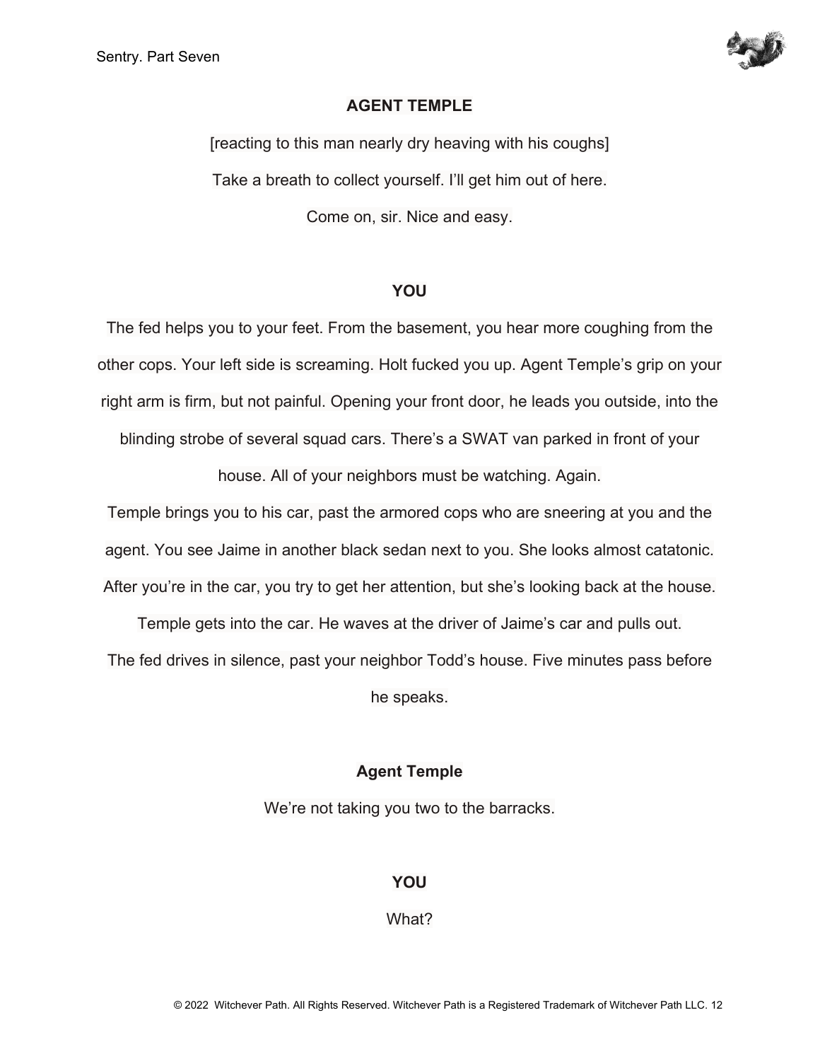**AGENT TEMPLE**

[reacting to this man nearly dry heaving with his coughs]

Take a breath to collect yourself. I'll get him out of here.

Come on, sir. Nice and easy.

**YOU**

The fed helps you to your feet. From the basement, you hear more coughing from the other cops. Your left side is screaming. Holt fucked you up. Agent Temple's grip on your right arm is firm, but not painful. Opening your front door, he leads you outside, into the blinding strobe of several squad cars. There's a SWAT van parked in front of your house. All of your neighbors must be watching. Again.

Temple brings you to his car, past the armored cops who are sneering at you and the agent. You see Jaime in another black sedan next to you. She looks almost catatonic. After you're in the car, you try to get her attention, but she's looking back at the house. Temple gets into the car. He waves at the driver of Jaime's car and pulls out. The fed drives in silence, past your neighbor Todd's house. Five minutes pass before he speaks.

**Agent Temple**

We're not taking you two to the barracks.

**YOU**

What?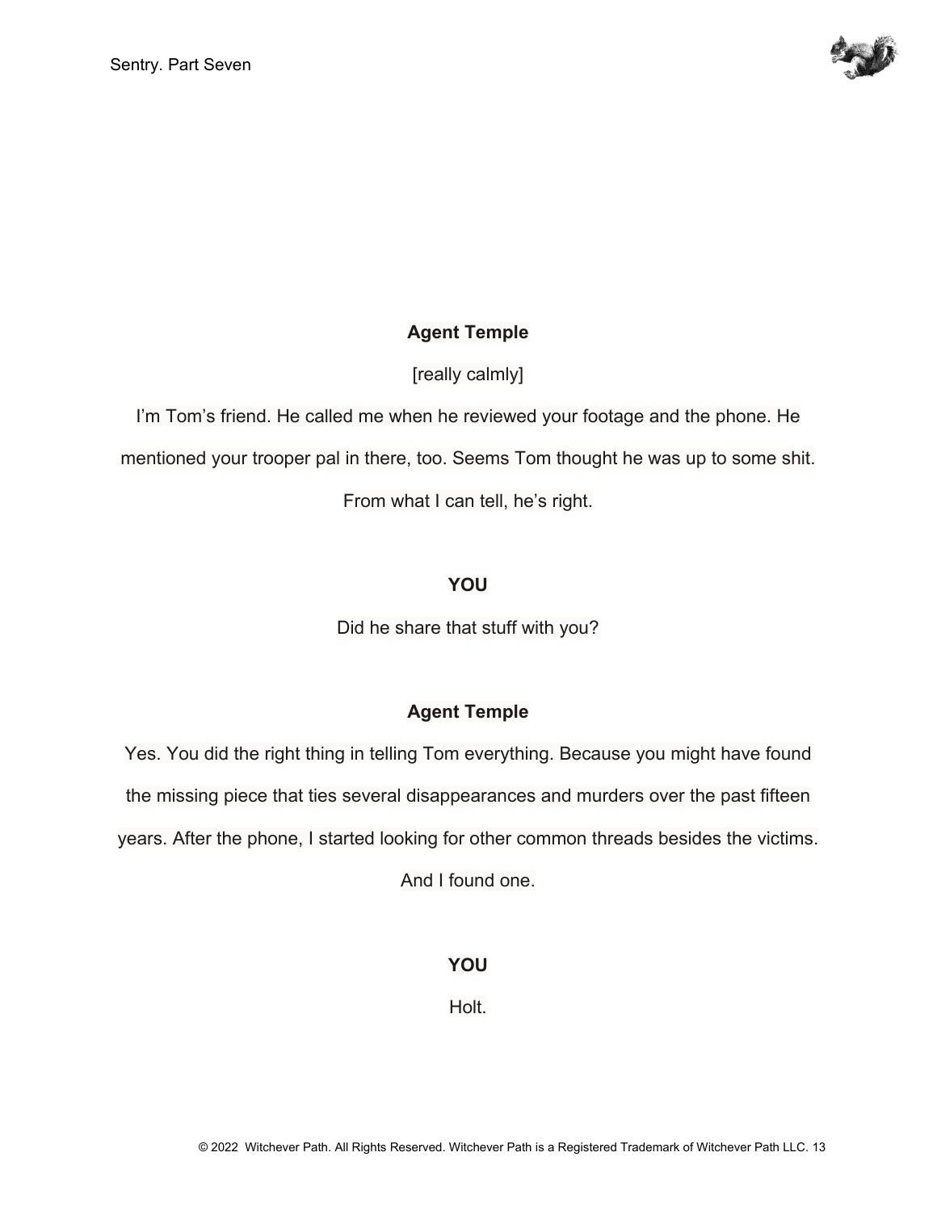**Agent Temple**

[really calmly]

I'm Tom's friend. He called me when he reviewed your footage and the phone. He mentioned your trooper pal in there, too. Seems Tom thought he was up to some shit. From what I can tell, he's right.

**YOU**

Did he share that stuff with you?

**Agent Temple**

Yes. You did the right thing in telling Tom everything. Because you might have found the missing piece that ties several disappearances and murders over the past fifteen years. After the phone, I started looking for other common threads besides the victims. And I found one.

**YOU**

Holt.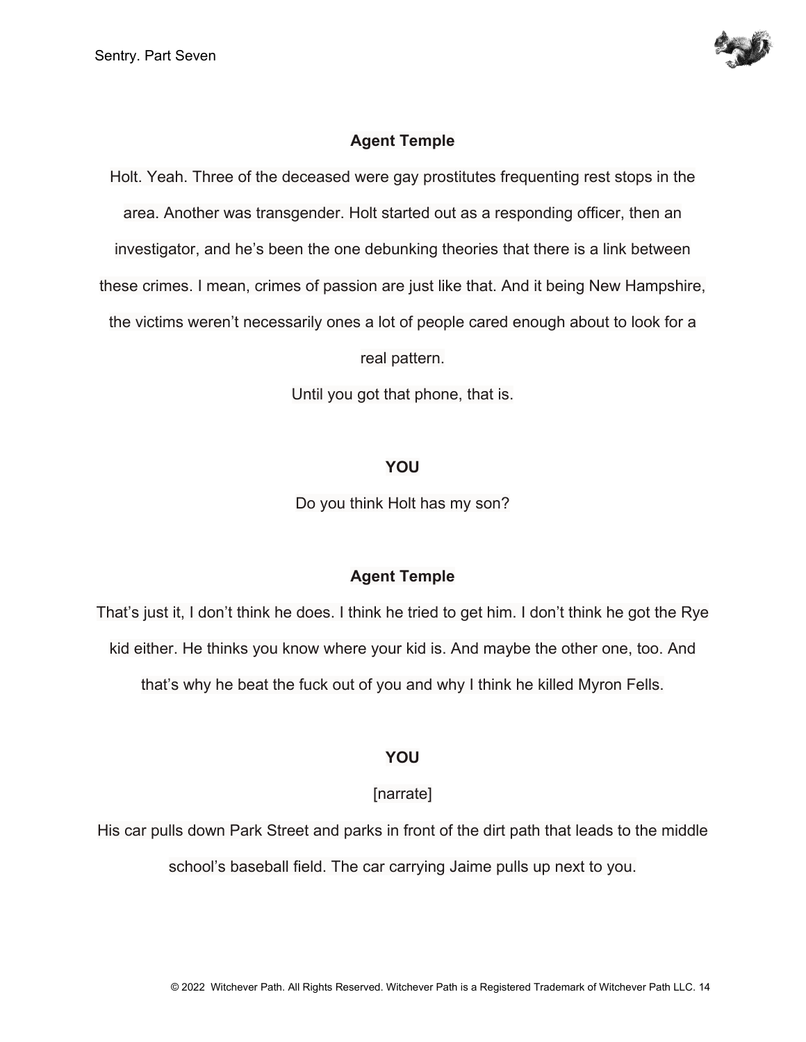**Agent Temple**

Holt. Yeah. Three of the deceased were gay prostitutes frequenting rest stops in the area. Another was transgender. Holt started out as a responding officer, then an investigator, and he's been the one debunking theories that there is a link between these crimes. I mean, crimes of passion are just like that. And it being New Hampshire, the victims weren't necessarily ones a lot of people cared enough about to look for a real pattern.

Until you got that phone, that is.

**YOU**

Do you think Holt has my son?

**Agent Temple**

That's just it, I don't think he does. I think he tried to get him. I don't think he got the Rye kid either. He thinks you know where your kid is. And maybe the other one, too. And that's why he beat the fuck out of you and why I think he killed Myron Fells.

**YOU**

[narrate]

His car pulls down Park Street and parks in front of the dirt path that leads to the middle school's baseball field. The car carrying Jaime pulls up next to you.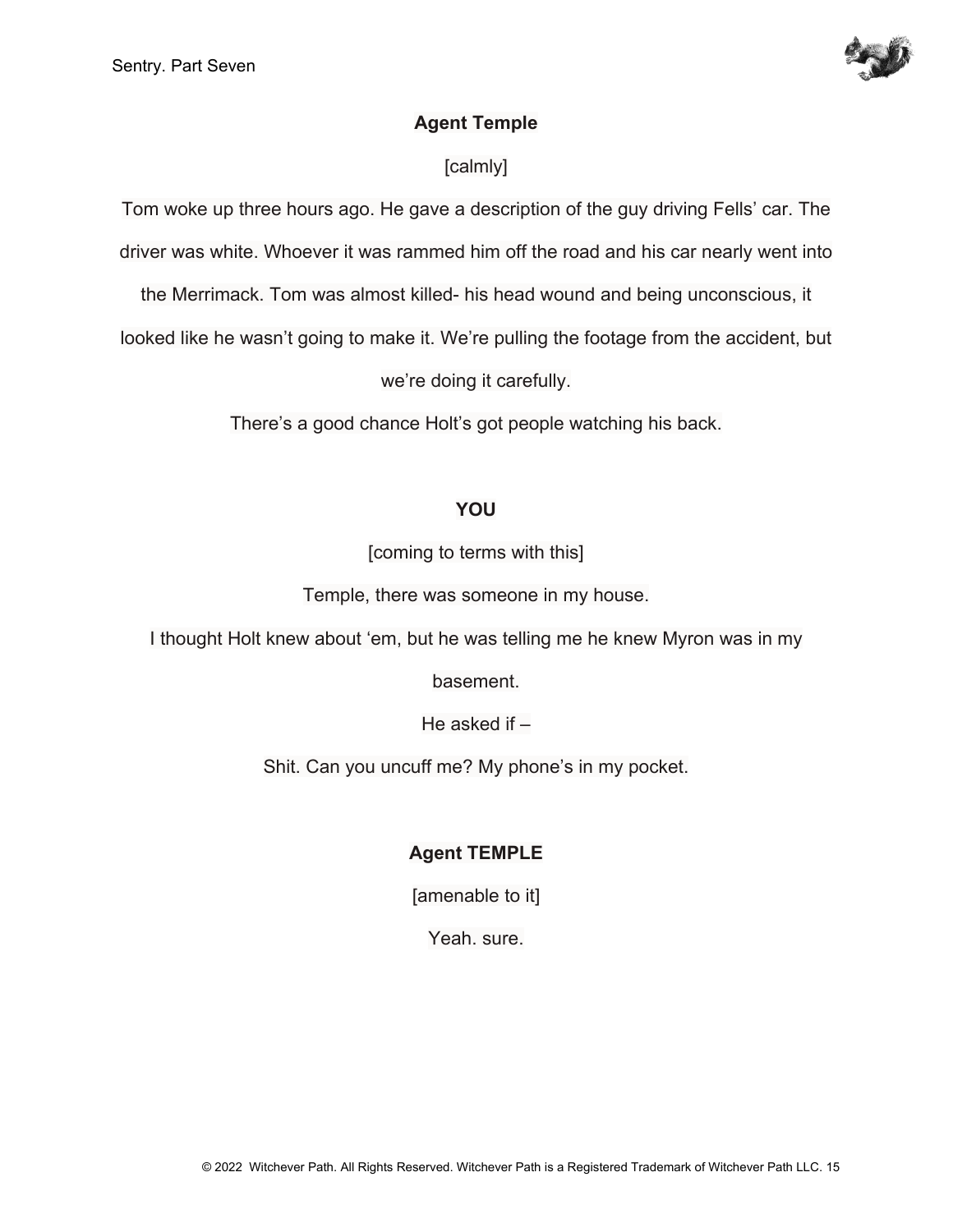**Agent Temple**

[calmly]

Tom woke up three hours ago. He gave a description of the guy driving Fells' car. The driver was white. Whoever it was rammed him off the road and his car nearly went into the Merrimack. Tom was almost killed- his head wound and being unconscious, it looked like he wasn't going to make it. We're pulling the footage from the accident, but we're doing it carefully.

There's a good chance Holt's got people watching his back.

**YOU**

[coming to terms with this]

Temple, there was someone in my house.

I thought Holt knew about 'em, but he was telling me he knew Myron was in my basement.

He asked if –

Shit. Can you uncuff me? My phone's in my pocket.

**Agent TEMPLE**

[amenable to it]

Yeah. sure.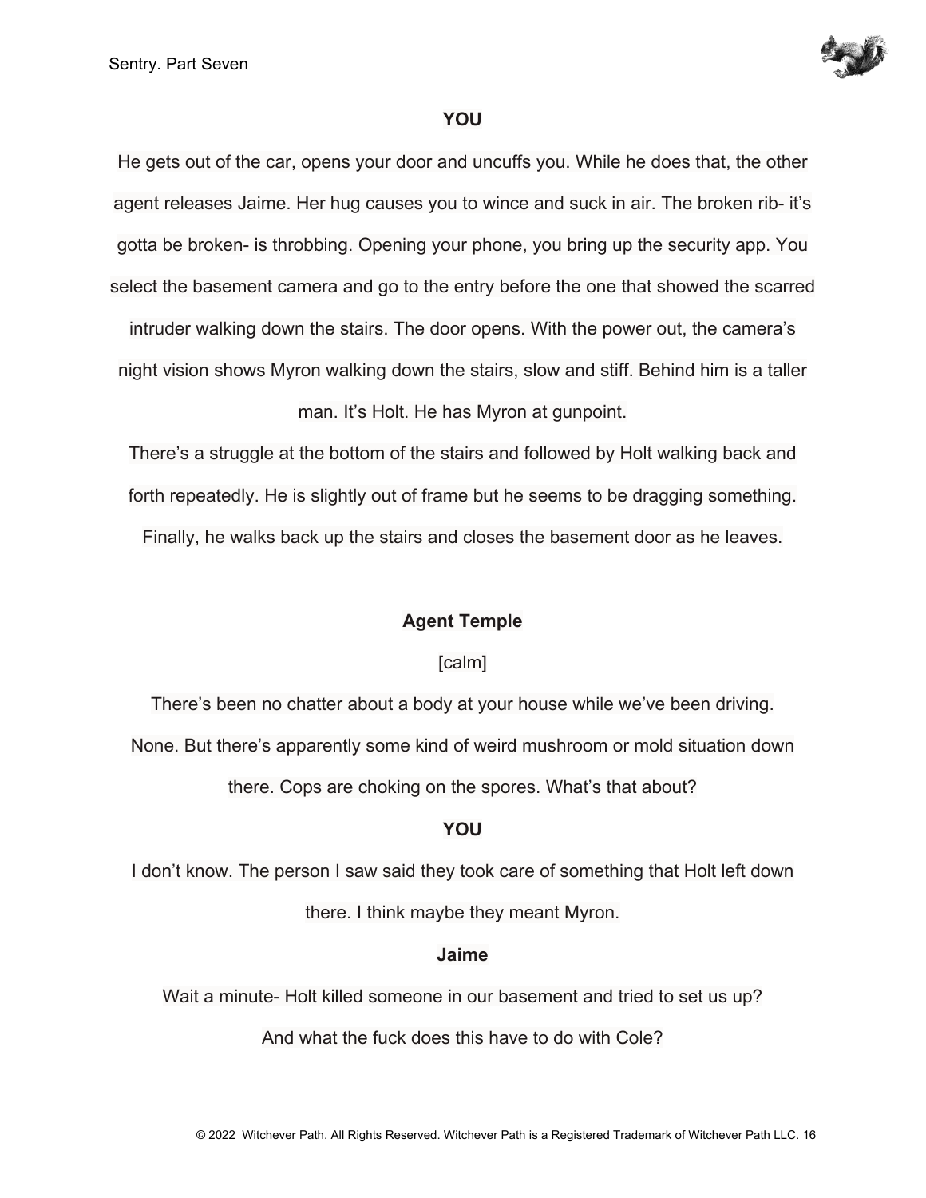**YOU**

He gets out of the car, opens your door and uncuffs you. While he does that, the other agent releases Jaime. Her hug causes you to wince and suck in air. The broken rib- it's gotta be broken- is throbbing. Opening your phone, you bring up the security app. You select the basement camera and go to the entry before the one that showed the scarred intruder walking down the stairs. The door opens. With the power out, the camera's night vision shows Myron walking down the stairs, slow and stiff. Behind him is a taller man. It's Holt. He has Myron at gunpoint.

There's a struggle at the bottom of the stairs and followed by Holt walking back and forth repeatedly. He is slightly out of frame but he seems to be dragging something. Finally, he walks back up the stairs and closes the basement door as he leaves.

**Agent Temple**

[calm]

There's been no chatter about a body at your house while we've been driving. None. But there's apparently some kind of weird mushroom or mold situation down there. Cops are choking on the spores. What's that about?

**YOU**

I don't know. The person I saw said they took care of something that Holt left down there. I think maybe they meant Myron.

**Jaime**

Wait a minute- Holt killed someone in our basement and tried to set us up? And what the fuck does this have to do with Cole?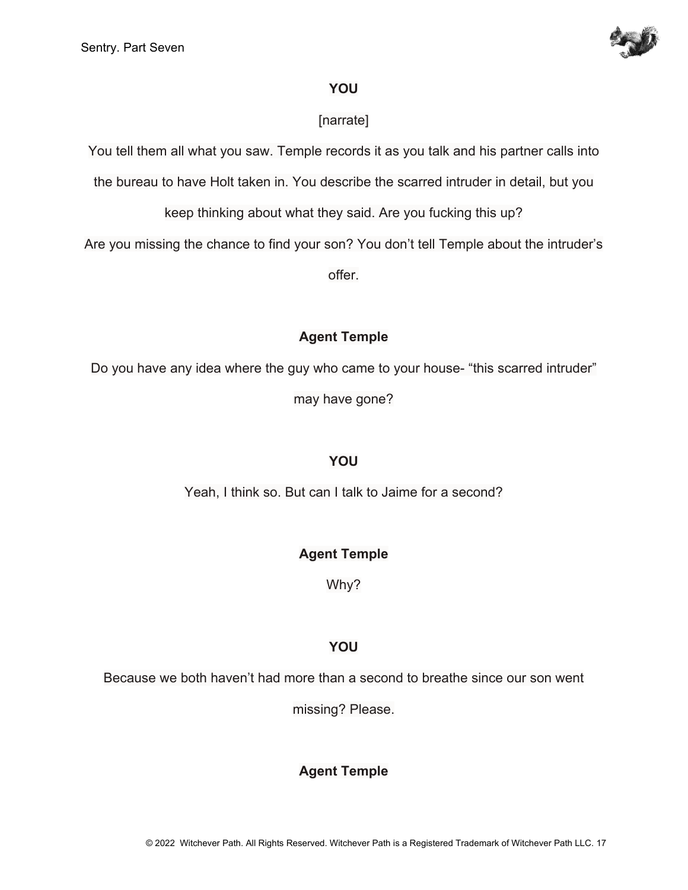**YOU**

[narrate]

You tell them all what you saw. Temple records it as you talk and his partner calls into the bureau to have Holt taken in. You describe the scarred intruder in detail, but you keep thinking about what they said. Are you fucking this up?

Are you missing the chance to find your son? You don't tell Temple about the intruder's offer.

**Agent Temple**

Do you have any idea where the guy who came to your house- "this scarred intruder" may have gone?

**YOU**

Yeah, I think so. But can I talk to Jaime for a second?

**Agent Temple**

Why?

**YOU**

Because we both haven't had more than a second to breathe since our son went missing? Please.

**Agent Temple**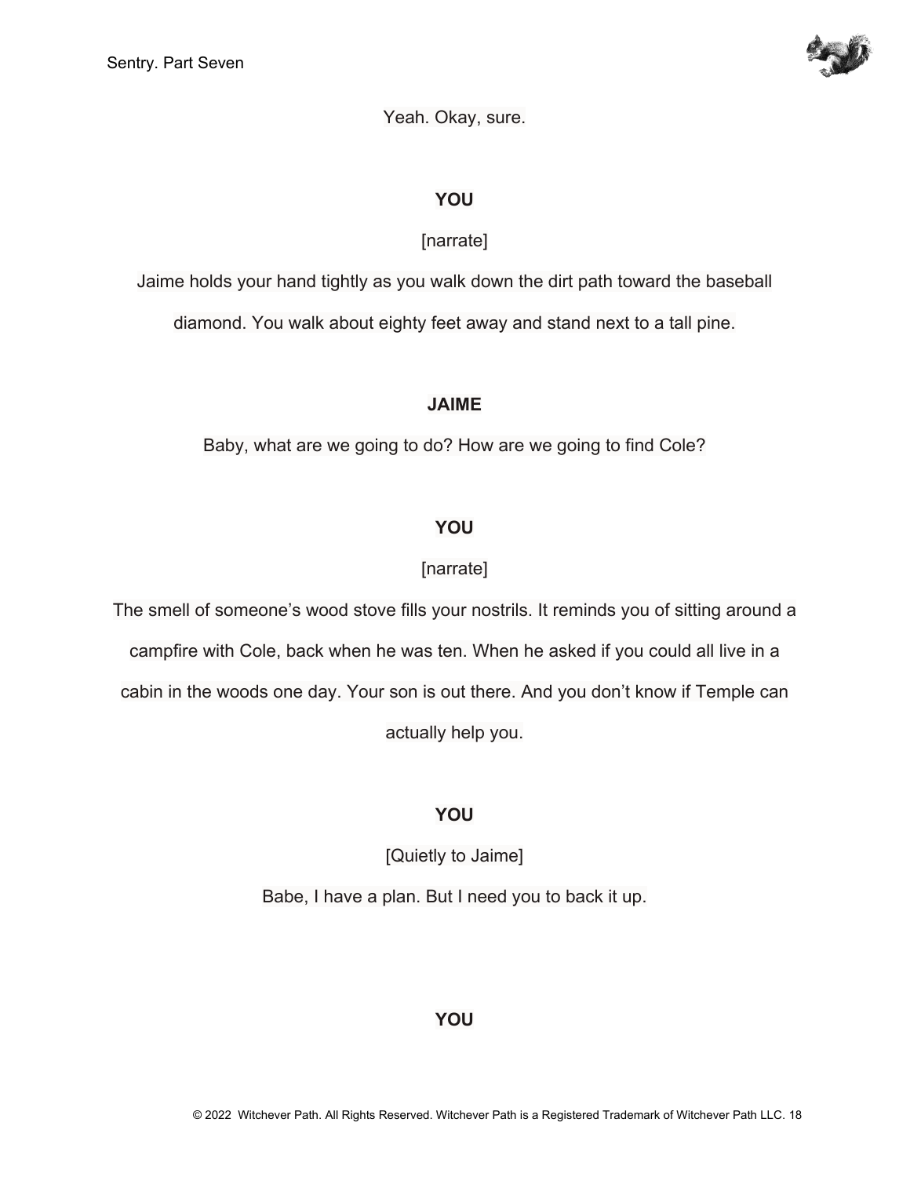Yeah. Okay, sure.

**YOU**

[narrate]

Jaime holds your hand tightly as you walk down the dirt path toward the baseball diamond. You walk about eighty feet away and stand next to a tall pine.

**JAIME**

Baby, what are we going to do? How are we going to find Cole?

**YOU**

[narrate]

The smell of someone's wood stove fills your nostrils. It reminds you of sitting around a campfire with Cole, back when he was ten. When he asked if you could all live in a cabin in the woods one day. Your son is out there. And you don't know if Temple can actually help you.

**YOU**

[Quietly to Jaime]

Babe, I have a plan. But I need you to back it up.

**YOU**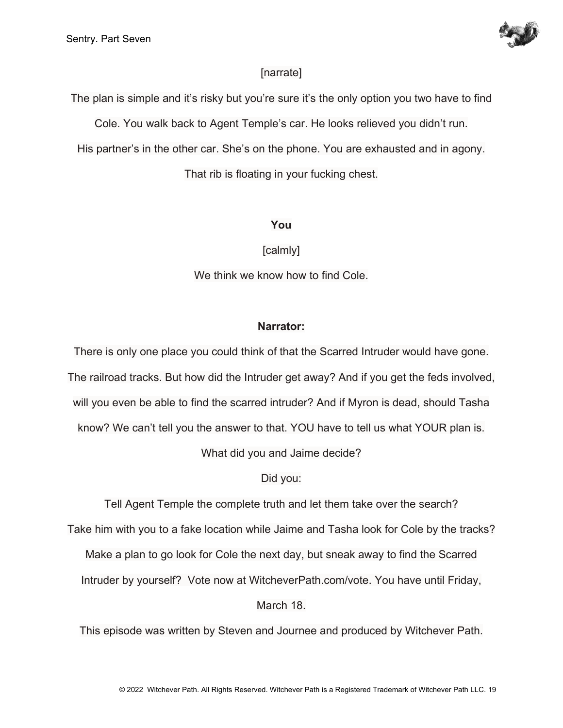[narrate]

The plan is simple and it's risky but you're sure it's the only option you two have to find Cole. You walk back to Agent Temple's car. He looks relieved you didn't run. His partner's in the other car. She's on the phone. You are exhausted and in agony. That rib is floating in your fucking chest.

**You**

[calmly]

We think we know how to find Cole.

**Narrator:**

There is only one place you could think of that the Scarred Intruder would have gone. The railroad tracks. But how did the Intruder get away? And if you get the feds involved, will you even be able to find the scarred intruder? And if Myron is dead, should Tasha know? We can't tell you the answer to that. YOU have to tell us what YOUR plan is. What did you and Jaime decide?

Did you:

Tell Agent Temple the complete truth and let them take over the search?

Take him with you to a fake location while Jaime and Tasha look for Cole by the tracks?

Make a plan to go look for Cole the next day, but sneak away to find the Scarred Intruder by yourself? Vote now at WitcheverPath.com/vote. You have until Friday, March 18.

This episode was written by Steven and Journee and produced by Witchever Path.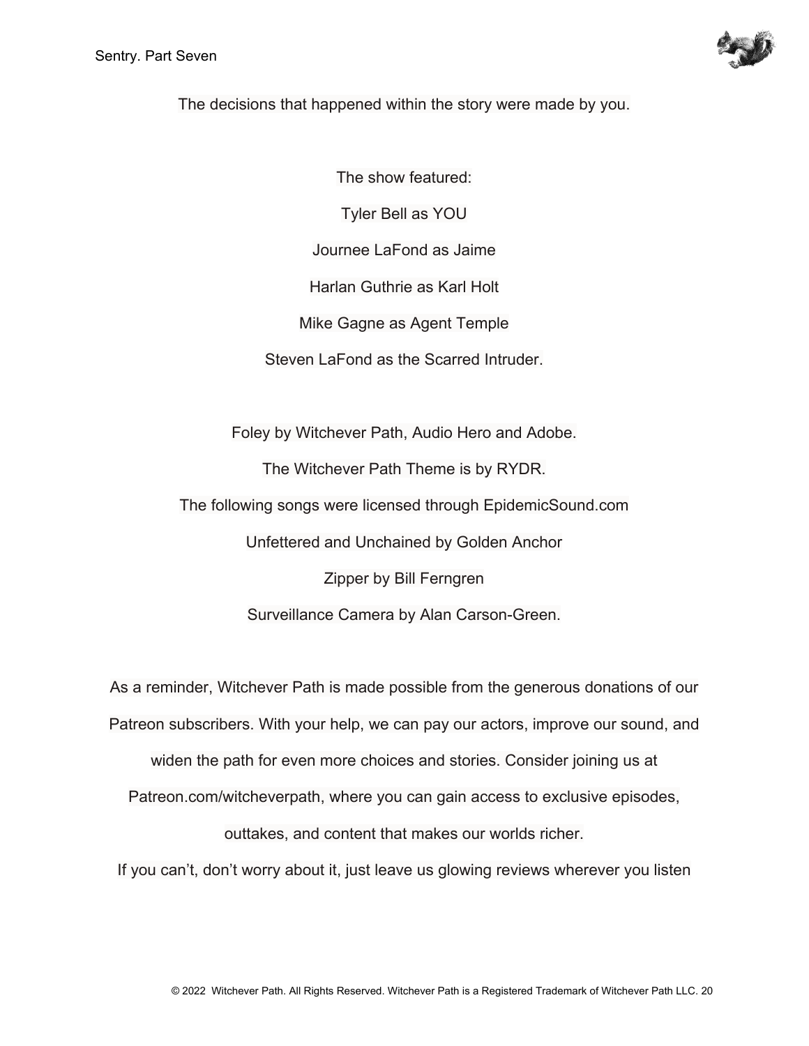The decisions that happened within the story were made by you.

The show featured:

Tyler Bell as YOU

Journee LaFond as Jaime

Harlan Guthrie as Karl Holt

Mike Gagne as Agent Temple

Steven LaFond as the Scarred Intruder.

Foley by Witchever Path, Audio Hero and Adobe.

The Witchever Path Theme is by RYDR.

The following songs were licensed through EpidemicSound.com

Unfettered and Unchained by Golden Anchor

Zipper by Bill Ferngren

Surveillance Camera by Alan Carson-Green.

As a reminder, Witchever Path is made possible from the generous donations of our Patreon subscribers. With your help, we can pay our actors, improve our sound, and widen the path for even more choices and stories. Consider joining us at Patreon.com/witcheverpath, where you can gain access to exclusive episodes, outtakes, and content that makes our worlds richer.

If you can't, don't worry about it, just leave us glowing reviews wherever you listen

© 2022 Witchever Path. All Rights Reserved. Witchever Path is a Registered Trademark of Witchever Path LLC.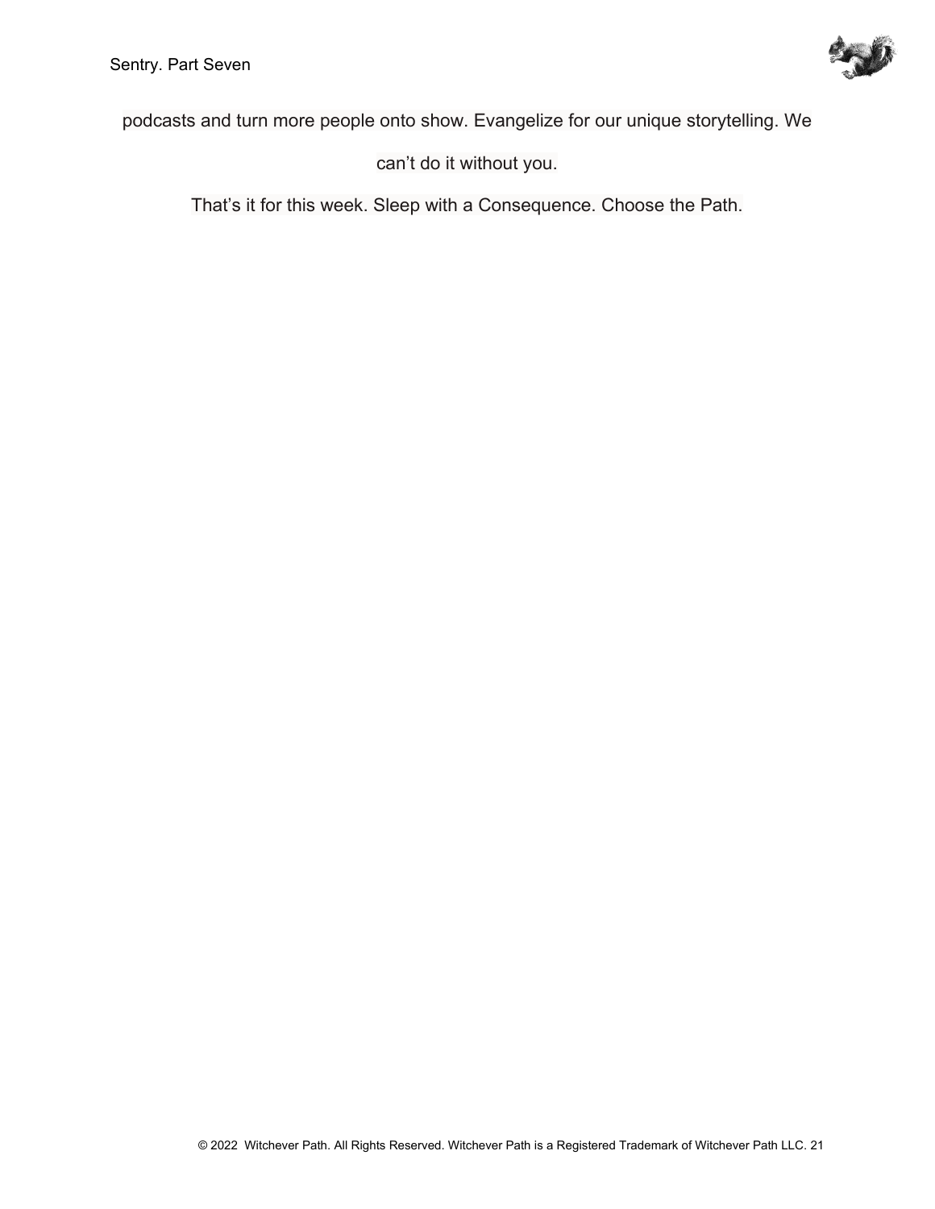podcasts and turn more people onto show. Evangelize for our unique storytelling. We can't do it without you.

That's it for this week. Sleep with a Consequence. Choose the Path.